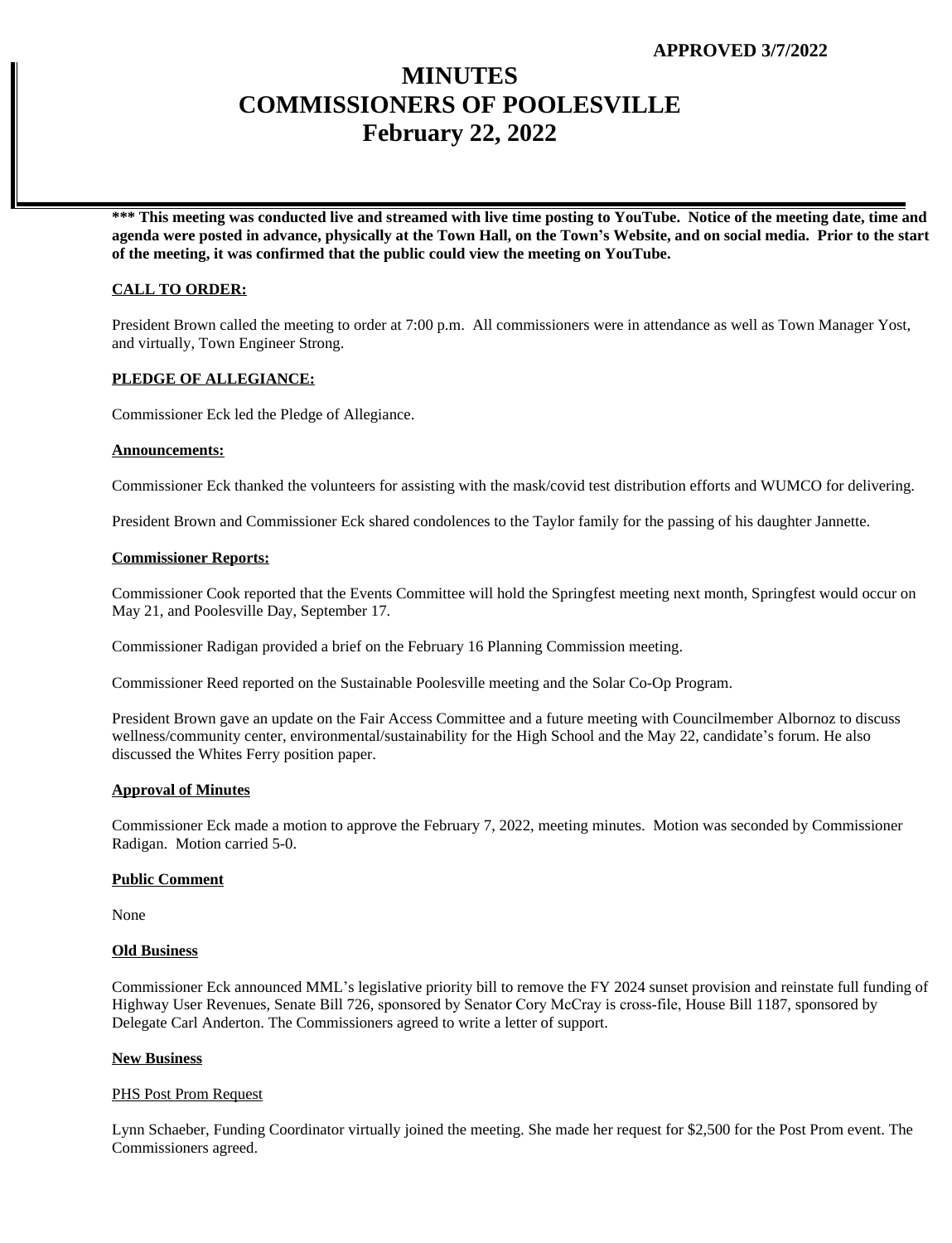**APPROVED 3/7/2022**

# MINUTES
# COMMISSIONERS OF POOLESVILLE
# February 22, 2022

**\*\*\* This meeting was conducted live and streamed with live time posting to YouTube. Notice of the meeting date, time and agenda were posted in advance, physically at the Town Hall, on the Town's Website, and on social media. Prior to the start of the meeting, it was confirmed that the public could view the meeting on YouTube.**

**CALL TO ORDER:**

President Brown called the meeting to order at 7:00 p.m. All commissioners were in attendance as well as Town Manager Yost, and virtually, Town Engineer Strong.

**PLEDGE OF ALLEGIANCE:**

Commissioner Eck led the Pledge of Allegiance.

**Announcements:**

Commissioner Eck thanked the volunteers for assisting with the mask/covid test distribution efforts and WUMCO for delivering.

President Brown and Commissioner Eck shared condolences to the Taylor family for the passing of his daughter Jannette.

**Commissioner Reports:**

Commissioner Cook reported that the Events Committee will hold the Springfest meeting next month, Springfest would occur on May 21, and Poolesville Day, September 17.

Commissioner Radigan provided a brief on the February 16 Planning Commission meeting.

Commissioner Reed reported on the Sustainable Poolesville meeting and the Solar Co-Op Program.

President Brown gave an update on the Fair Access Committee and a future meeting with Councilmember Albornoz to discuss wellness/community center, environmental/sustainability for the High School and the May 22, candidate's forum. He also discussed the Whites Ferry position paper.

**Approval of Minutes**

Commissioner Eck made a motion to approve the February 7, 2022, meeting minutes. Motion was seconded by Commissioner Radigan. Motion carried 5-0.

**Public Comment**

None

**Old Business**

Commissioner Eck announced MML's legislative priority bill to remove the FY 2024 sunset provision and reinstate full funding of Highway User Revenues, Senate Bill 726, sponsored by Senator Cory McCray is cross-file, House Bill 1187, sponsored by Delegate Carl Anderton. The Commissioners agreed to write a letter of support.

**New Business**

PHS Post Prom Request

Lynn Schaeber, Funding Coordinator virtually joined the meeting. She made her request for $2,500 for the Post Prom event. The Commissioners agreed.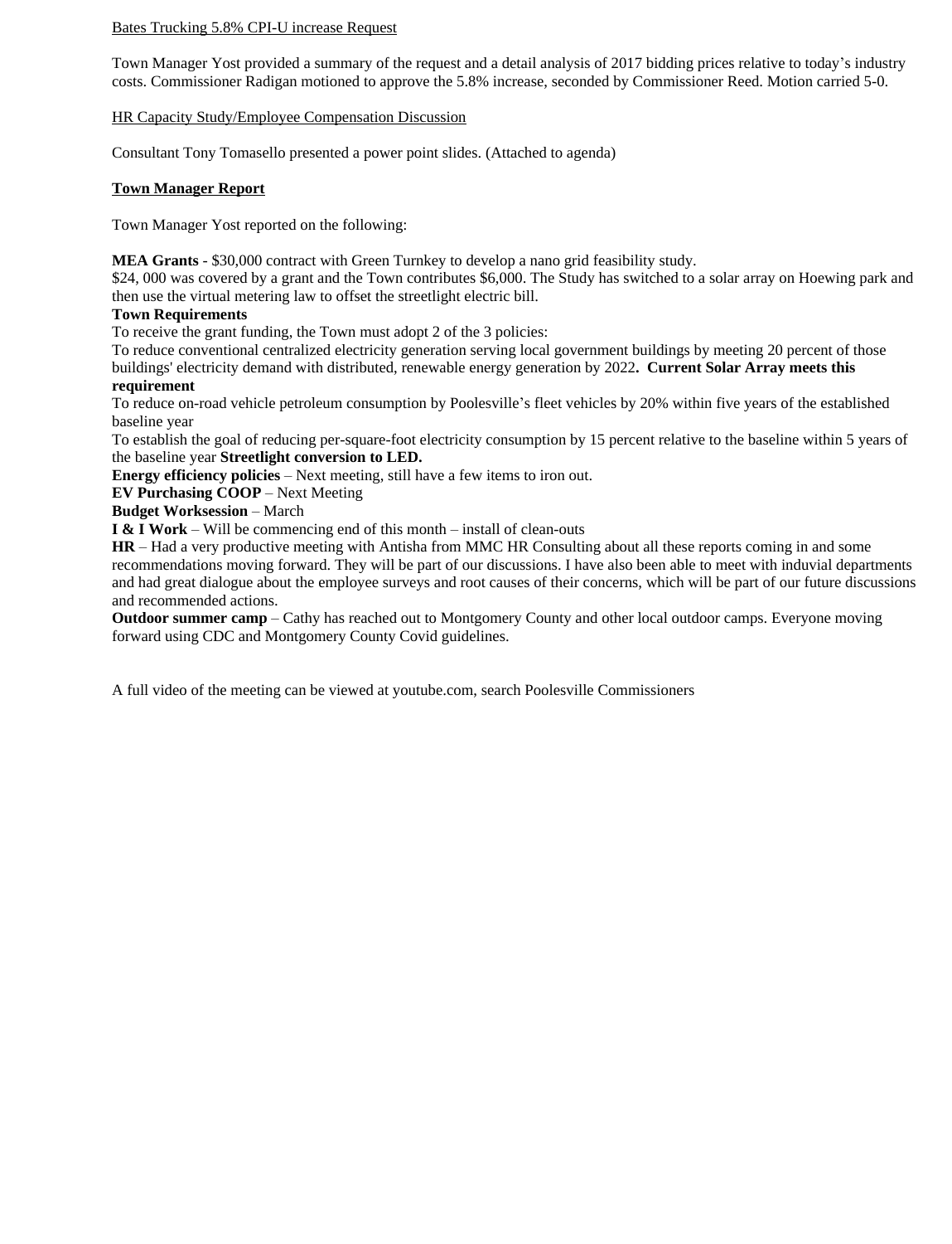Bates Trucking 5.8% CPI-U increase Request

Town Manager Yost provided a summary of the request and a detail analysis of 2017 bidding prices relative to today's industry costs. Commissioner Radigan motioned to approve the 5.8% increase, seconded by Commissioner Reed. Motion carried 5-0.

HR Capacity Study/Employee Compensation Discussion

Consultant Tony Tomasello presented a power point slides. (Attached to agenda)

**Town Manager Report**

Town Manager Yost reported on the following:

**MEA Grants** - $30,000 contract with Green Turnkey to develop a nano grid feasibility study.
$24, 000 was covered by a grant and the Town contributes $6,000. The Study has switched to a solar array on Hoewing park and then use the virtual metering law to offset the streetlight electric bill.
**Town Requirements**
To receive the grant funding, the Town must adopt 2 of the 3 policies:
To reduce conventional centralized electricity generation serving local government buildings by meeting 20 percent of those buildings' electricity demand with distributed, renewable energy generation by 2022**. Current Solar Array meets this requirement**
To reduce on-road vehicle petroleum consumption by Poolesville's fleet vehicles by 20% within five years of the established baseline year
To establish the goal of reducing per-square-foot electricity consumption by 15 percent relative to the baseline within 5 years of the baseline year **Streetlight conversion to LED.**
**Energy efficiency policies** – Next meeting, still have a few items to iron out.
**EV Purchasing COOP** – Next Meeting
**Budget Worksession** – March
**I & I Work** – Will be commencing end of this month – install of clean-outs
**HR** – Had a very productive meeting with Antisha from MMC HR Consulting about all these reports coming in and some recommendations moving forward. They will be part of our discussions. I have also been able to meet with induvial departments and had great dialogue about the employee surveys and root causes of their concerns, which will be part of our future discussions and recommended actions.
**Outdoor summer camp** – Cathy has reached out to Montgomery County and other local outdoor camps. Everyone moving forward using CDC and Montgomery County Covid guidelines.

A full video of the meeting can be viewed at youtube.com, search Poolesville Commissioners